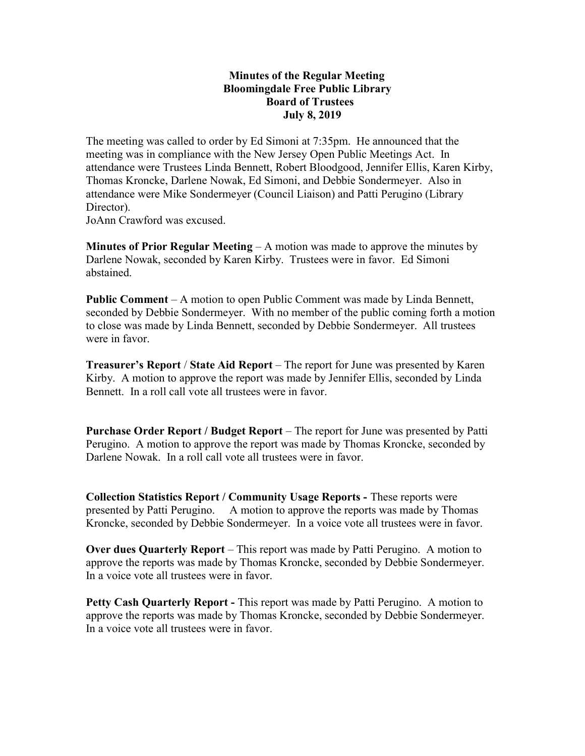**Minutes of the Regular Meeting**
**Bloomingdale Free Public Library**
**Board of Trustees**
**July 8, 2019**

The meeting was called to order by Ed Simoni at 7:35pm. He announced that the meeting was in compliance with the New Jersey Open Public Meetings Act. In attendance were Trustees Linda Bennett, Robert Bloodgood, Jennifer Ellis, Karen Kirby, Thomas Kroncke, Darlene Nowak, Ed Simoni, and Debbie Sondermeyer. Also in attendance were Mike Sondermeyer (Council Liaison) and Patti Perugino (Library Director).
JoAnn Crawford was excused.

**Minutes of Prior Regular Meeting** – A motion was made to approve the minutes by Darlene Nowak, seconded by Karen Kirby. Trustees were in favor. Ed Simoni abstained.

**Public Comment** – A motion to open Public Comment was made by Linda Bennett, seconded by Debbie Sondermeyer. With no member of the public coming forth a motion to close was made by Linda Bennett, seconded by Debbie Sondermeyer. All trustees were in favor.

**Treasurer's Report** / **State Aid Report** – The report for June was presented by Karen Kirby. A motion to approve the report was made by Jennifer Ellis, seconded by Linda Bennett. In a roll call vote all trustees were in favor.

**Purchase Order Report / Budget Report** – The report for June was presented by Patti Perugino. A motion to approve the report was made by Thomas Kroncke, seconded by Darlene Nowak. In a roll call vote all trustees were in favor.

**Collection Statistics Report / Community Usage Reports -** These reports were presented by Patti Perugino. A motion to approve the reports was made by Thomas Kroncke, seconded by Debbie Sondermeyer. In a voice vote all trustees were in favor.

**Over dues Quarterly Report** – This report was made by Patti Perugino. A motion to approve the reports was made by Thomas Kroncke, seconded by Debbie Sondermeyer. In a voice vote all trustees were in favor.

**Petty Cash Quarterly Report -** This report was made by Patti Perugino. A motion to approve the reports was made by Thomas Kroncke, seconded by Debbie Sondermeyer. In a voice vote all trustees were in favor.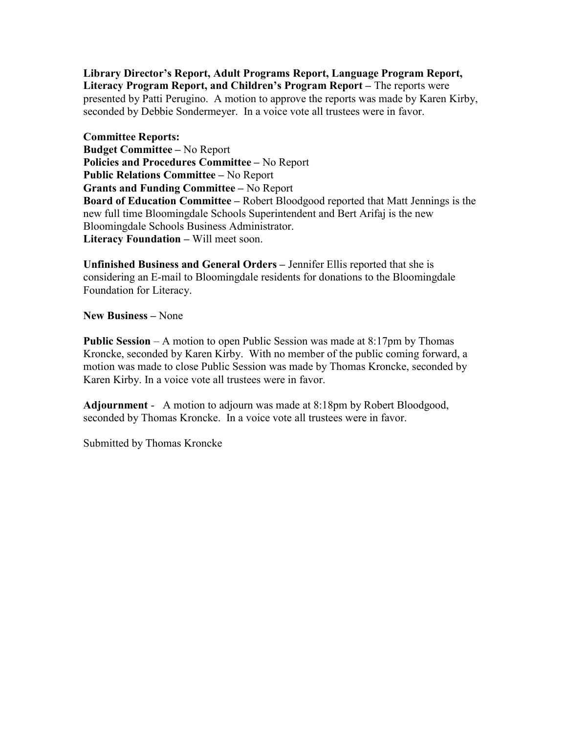**Library Director's Report, Adult Programs Report, Language Program Report, Literacy Program Report, and Children's Program Report –** The reports were presented by Patti Perugino. A motion to approve the reports was made by Karen Kirby, seconded by Debbie Sondermeyer. In a voice vote all trustees were in favor.

**Committee Reports:**
**Budget Committee –** No Report
**Policies and Procedures Committee –** No Report
**Public Relations Committee –** No Report
**Grants and Funding Committee –** No Report
**Board of Education Committee –** Robert Bloodgood reported that Matt Jennings is the new full time Bloomingdale Schools Superintendent and Bert Arifaj is the new Bloomingdale Schools Business Administrator.
**Literacy Foundation –** Will meet soon.

**Unfinished Business and General Orders –** Jennifer Ellis reported that she is considering an E-mail to Bloomingdale residents for donations to the Bloomingdale Foundation for Literacy.

**New Business –** None

**Public Session** – A motion to open Public Session was made at 8:17pm by Thomas Kroncke, seconded by Karen Kirby. With no member of the public coming forward, a motion was made to close Public Session was made by Thomas Kroncke, seconded by Karen Kirby. In a voice vote all trustees were in favor.

**Adjournment** - A motion to adjourn was made at 8:18pm by Robert Bloodgood, seconded by Thomas Kroncke. In a voice vote all trustees were in favor.

Submitted by Thomas Kroncke